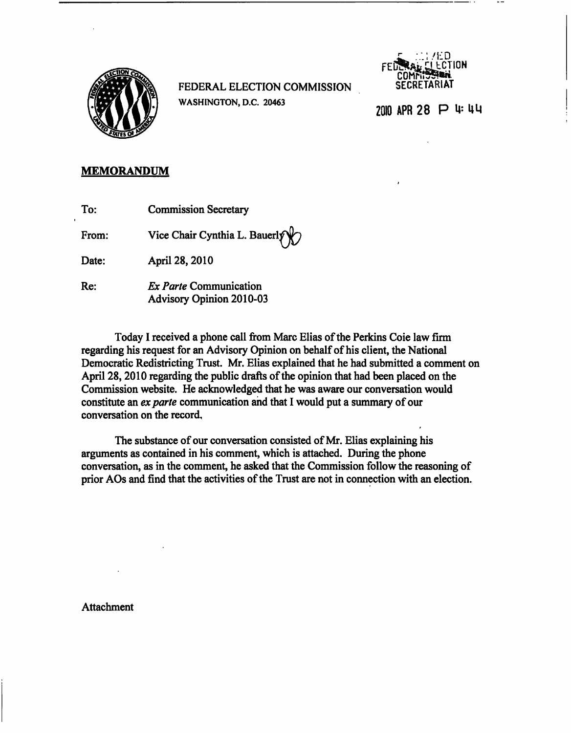FEDERAL ELECTION COMMISSION
WASHINGTON, D.C. 20463

RECEIVED
FEDERAL ELECTION
COMMISSION
SECRETARIAT

2010 APR 28 P 4: 44

## MEMORANDUM

To: Commission Secretary

From: Vice Chair Cynthia L. Bauerly

Date: April 28, 2010

Re: *Ex Parte* Communication
Advisory Opinion 2010-03

Today I received a phone call from Marc Elias of the Perkins Coie law firm regarding his request for an Advisory Opinion on behalf of his client, the National Democratic Redistricting Trust. Mr. Elias explained that he had submitted a comment on April 28, 2010 regarding the public drafts of the opinion that had been placed on the Commission website. He acknowledged that he was aware our conversation would constitute an *ex parte* communication and that I would put a summary of our conversation on the record.

The substance of our conversation consisted of Mr. Elias explaining his arguments as contained in his comment, which is attached. During the phone conversation, as in the comment, he asked that the Commission follow the reasoning of prior AOs and find that the activities of the Trust are not in connection with an election.

Attachment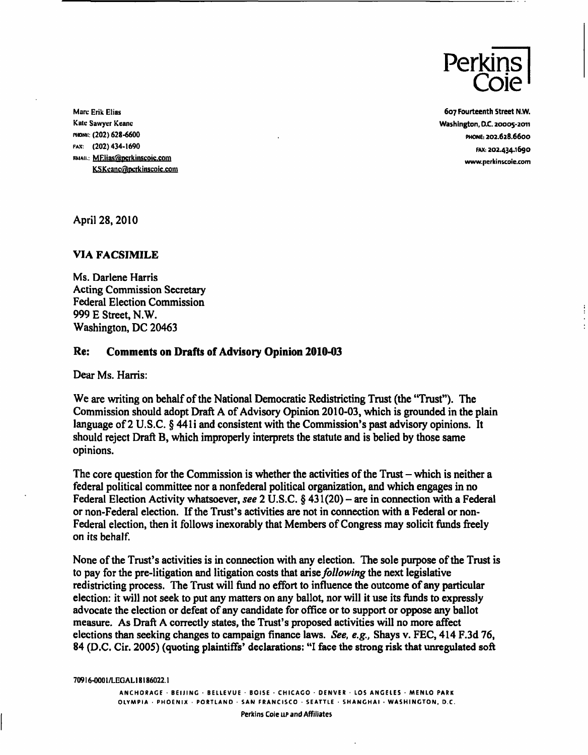Marc Erik Elias
Kate Sawyer Keane
PHONE: (202) 628-6600
FAX: (202) 434-1690
EMAIL: MElias@perkinscoie.com
KSKeane@perkinscoie.com

Perkins Coie

607 Fourteenth Street N.W.
Washington, D.C. 20005-2011
PHONE: 202.628.6600
FAX: 202.434.1690
www.perkinscoie.com

April 28, 2010

**VIA FACSIMILE**

Ms. Darlene Harris
Acting Commission Secretary
Federal Election Commission
999 E Street, N.W.
Washington, DC 20463

**Re: Comments on Drafts of Advisory Opinion 2010-03**

Dear Ms. Harris:

We are writing on behalf of the National Democratic Redistricting Trust (the "Trust"). The Commission should adopt Draft A of Advisory Opinion 2010-03, which is grounded in the plain language of 2 U.S.C. § 441i and consistent with the Commission's past advisory opinions. It should reject Draft B, which improperly interprets the statute and is belied by those same opinions.

The core question for the Commission is whether the activities of the Trust – which is neither a federal political committee nor a nonfederal political organization, and which engages in no Federal Election Activity whatsoever, *see* 2 U.S.C. § 431(20) – are in connection with a Federal or non-Federal election. If the Trust's activities are not in connection with a Federal or non-Federal election, then it follows inexorably that Members of Congress may solicit funds freely on its behalf.

None of the Trust's activities is in connection with any election. The sole purpose of the Trust is to pay for the pre-litigation and litigation costs that arise *following* the next legislative redistricting process. The Trust will fund no effort to influence the outcome of any particular election: it will not seek to put any matters on any ballot, nor will it use its funds to expressly advocate the election or defeat of any candidate for office or to support or oppose any ballot measure. As Draft A correctly states, the Trust's proposed activities will no more affect elections than seeking changes to campaign finance laws. *See, e.g.,* Shays v. FEC, 414 F.3d 76, 84 (D.C. Cir. 2005) (quoting plaintiffs' declarations: "I face the strong risk that unregulated soft

70916-0001/LEGAL18186022.1

ANCHORAGE · BEIJING · BELLEVUE · BOISE · CHICAGO · DENVER · LOS ANGELES · MENLO PARK
OLYMPIA · PHOENIX · PORTLAND · SAN FRANCISCO · SEATTLE · SHANGHAI · WASHINGTON, D.C.

Perkins Coie LLP and Affiliates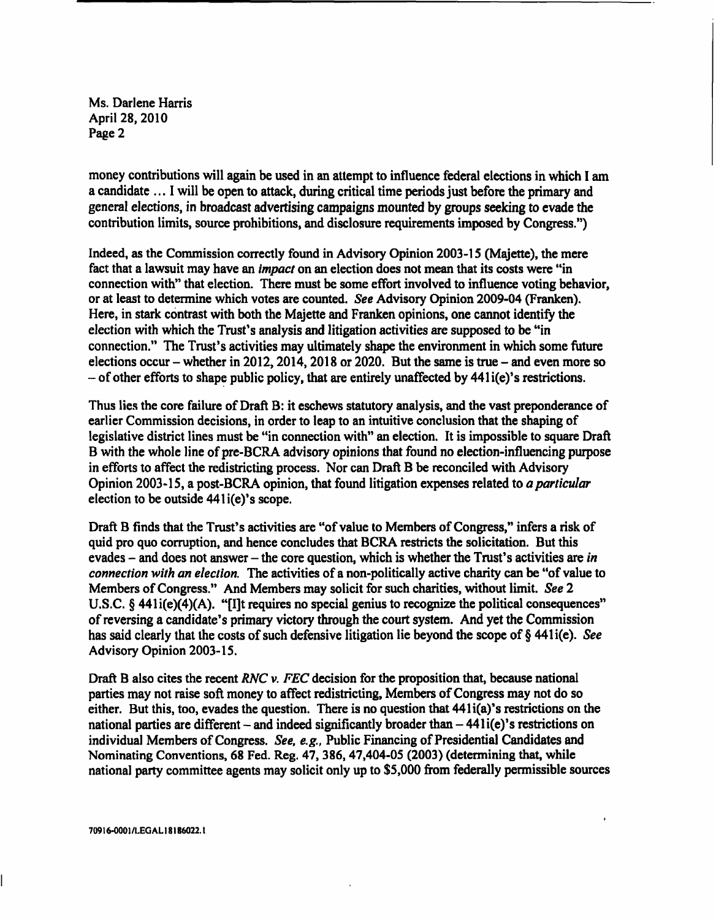money contributions will again be used in an attempt to influence federal elections in which I am a candidate ... I will be open to attack, during critical time periods just before the primary and general elections, in broadcast advertising campaigns mounted by groups seeking to evade the contribution limits, source prohibitions, and disclosure requirements imposed by Congress.")

Indeed, as the Commission correctly found in Advisory Opinion 2003-15 (Majette), the mere fact that a lawsuit may have an *impact* on an election does not mean that its costs were "in connection with" that election. There must be some effort involved to influence voting behavior, or at least to determine which votes are counted. *See* Advisory Opinion 2009-04 (Franken). Here, in stark contrast with both the Majette and Franken opinions, one cannot identify the election with which the Trust's analysis and litigation activities are supposed to be "in connection." The Trust's activities may ultimately shape the environment in which some future elections occur – whether in 2012, 2014, 2018 or 2020. But the same is true – and even more so – of other efforts to shape public policy, that are entirely unaffected by 441i(e)'s restrictions.

Thus lies the core failure of Draft B: it eschews statutory analysis, and the vast preponderance of earlier Commission decisions, in order to leap to an intuitive conclusion that the shaping of legislative district lines must be "in connection with" an election. It is impossible to square Draft B with the whole line of pre-BCRA advisory opinions that found no election-influencing purpose in efforts to affect the redistricting process. Nor can Draft B be reconciled with Advisory Opinion 2003-15, a post-BCRA opinion, that found litigation expenses related to *a particular* election to be outside 441i(e)'s scope.

Draft B finds that the Trust's activities are "of value to Members of Congress," infers a risk of quid pro quo corruption, and hence concludes that BCRA restricts the solicitation. But this evades – and does not answer – the core question, which is whether the Trust's activities are *in connection with an election.* The activities of a non-politically active charity can be "of value to Members of Congress." And Members may solicit for such charities, without limit. *See* 2 U.S.C. § 441i(e)(4)(A). "[I]t requires no special genius to recognize the political consequences" of reversing a candidate's primary victory through the court system. And yet the Commission has said clearly that the costs of such defensive litigation lie beyond the scope of § 441i(e). *See* Advisory Opinion 2003-15.

Draft B also cites the recent *RNC v. FEC* decision for the proposition that, because national parties may not raise soft money to affect redistricting, Members of Congress may not do so either. But this, too, evades the question. There is no question that 441i(a)'s restrictions on the national parties are different – and indeed significantly broader than – 441i(e)'s restrictions on individual Members of Congress. *See, e.g.,* Public Financing of Presidential Candidates and Nominating Conventions, 68 Fed. Reg. 47, 386, 47,404-05 (2003) (determining that, while national party committee agents may solicit only up to $5,000 from federally permissible sources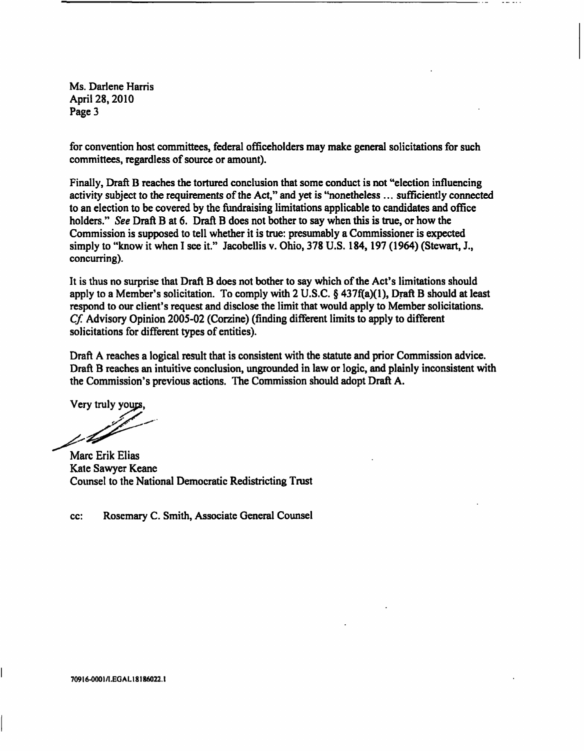for convention host committees, federal officeholders may make general solicitations for such committees, regardless of source or amount).

Finally, Draft B reaches the tortured conclusion that some conduct is not "election influencing activity subject to the requirements of the Act," and yet is "nonetheless ... sufficiently connected to an election to be covered by the fundraising limitations applicable to candidates and office holders." *See* Draft B at 6. Draft B does not bother to say when this is true, or how the Commission is supposed to tell whether it is true: presumably a Commissioner is expected simply to "know it when I see it." Jacobellis v. Ohio, 378 U.S. 184, 197 (1964) (Stewart, J., concurring).

It is thus no surprise that Draft B does not bother to say which of the Act's limitations should apply to a Member's solicitation. To comply with 2 U.S.C. § 437f(a)(1), Draft B should at least respond to our client's request and disclose the limit that would apply to Member solicitations. *Cf.* Advisory Opinion 2005-02 (Corzine) (finding different limits to apply to different solicitations for different types of entities).

Draft A reaches a logical result that is consistent with the statute and prior Commission advice. Draft B reaches an intuitive conclusion, ungrounded in law or logic, and plainly inconsistent with the Commission's previous actions. The Commission should adopt Draft A.

Very truly yours,

Marc Erik Elias
Kate Sawyer Keane
Counsel to the National Democratic Redistricting Trust

cc: Rosemary C. Smith, Associate General Counsel

70916-0001/LEGAL18186022.1